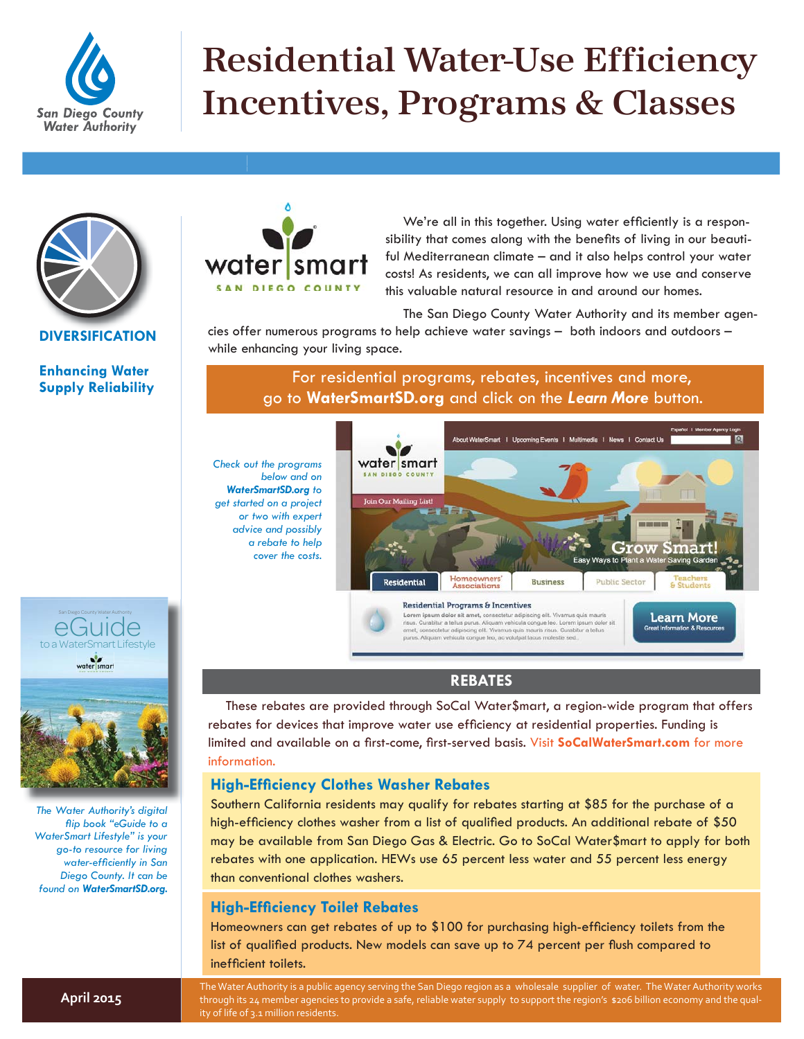San Diego County Water Authority

# Residential Water-Use Efficiency Incentives, Programs & Classes

**DIVERSIFICATION**

**Enhancing Water Supply Reliability**

We're all in this together. Using water efficiently is a responsibility that comes along with the benefits of living in our beautiful Mediterranean climate – and it also helps control your water costs! As residents, we can all improve how we use and conserve this valuable natural resource in and around our homes.

The San Diego County Water Authority and its member agencies offer numerous programs to help achieve water savings – both indoors and outdoors – while enhancing your living space.

For residential programs, rebates, incentives and more, go to **WaterSmartSD.org** and click on the ***Learn More*** button.

*Check out the programs below and on **WaterSmartSD.org** to get started on a project or two with expert advice and possibly a rebate to help cover the costs.*

*The Water Authority's digital flip book "eGuide to a WaterSmart Lifestyle" is your go-to resource for living water-efficiently in San Diego County. It can be found on **WaterSmartSD.org**.*

## REBATES

These rebates are provided through SoCal Water$mart, a region-wide program that offers rebates for devices that improve water use efficiency at residential properties. Funding is limited and available on a first-come, first-served basis. Visit **SoCalWaterSmart.com** for more information.

### High-Efficiency Clothes Washer Rebates

Southern California residents may qualify for rebates starting at $85 for the purchase of a high-efficiency clothes washer from a list of qualified products. An additional rebate of $50 may be available from San Diego Gas & Electric. Go to SoCal Water$mart to apply for both rebates with one application. HEWs use 65 percent less water and 55 percent less energy than conventional clothes washers.

### High-Efficiency Toilet Rebates

Homeowners can get rebates of up to $100 for purchasing high-efficiency toilets from the list of qualified products. New models can save up to 74 percent per flush compared to inefficient toilets.

April 2015

The Water Authority is a public agency serving the San Diego region as a wholesale supplier of water. The Water Authority works through its 24 member agencies to provide a safe, reliable water supply to support the region's $206 billion economy and the quality of life of 3.1 million residents.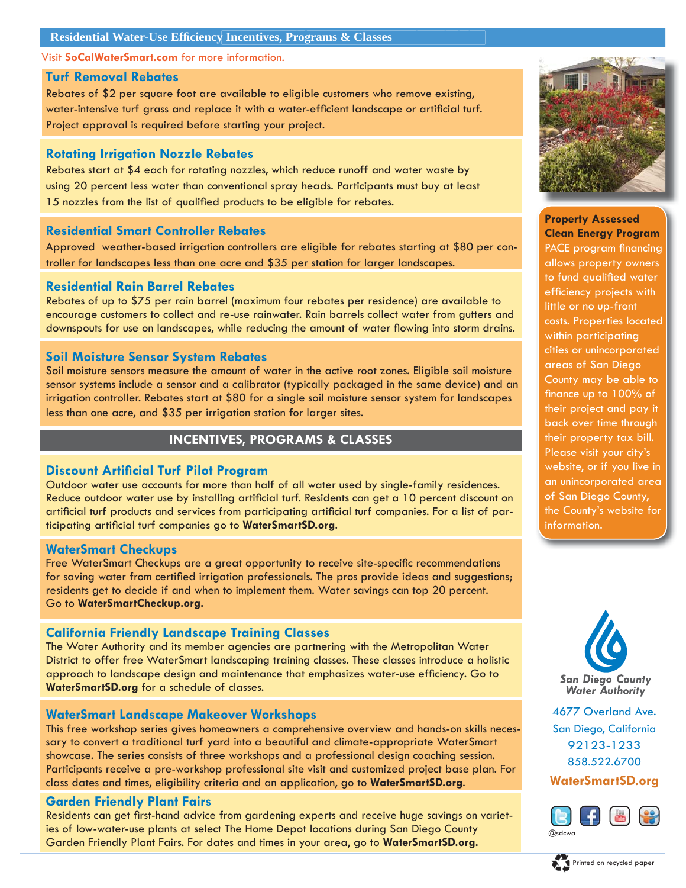## Residential Water-Use Efficiency Incentives, Programs & Classes

Visit **SoCalWaterSmart.com** for more information.

### Turf Removal Rebates

Rebates of $2 per square foot are available to eligible customers who remove existing, water-intensive turf grass and replace it with a water-efficient landscape or artificial turf. Project approval is required before starting your project.

### Rotating Irrigation Nozzle Rebates

Rebates start at $4 each for rotating nozzles, which reduce runoff and water waste by using 20 percent less water than conventional spray heads. Participants must buy at least 15 nozzles from the list of qualified products to be eligible for rebates.

### Residential Smart Controller Rebates

Approved weather-based irrigation controllers are eligible for rebates starting at $80 per controller for landscapes less than one acre and $35 per station for larger landscapes.

### Residential Rain Barrel Rebates

Rebates of up to $75 per rain barrel (maximum four rebates per residence) are available to encourage customers to collect and re-use rainwater. Rain barrels collect water from gutters and downspouts for use on landscapes, while reducing the amount of water flowing into storm drains.

### Soil Moisture Sensor System Rebates

Soil moisture sensors measure the amount of water in the active root zones. Eligible soil moisture sensor systems include a sensor and a calibrator (typically packaged in the same device) and an irrigation controller. Rebates start at $80 for a single soil moisture sensor system for landscapes less than one acre, and $35 per irrigation station for larger sites.

## INCENTIVES, PROGRAMS & CLASSES

### Discount Artificial Turf Pilot Program

Outdoor water use accounts for more than half of all water used by single-family residences. Reduce outdoor water use by installing artificial turf. Residents can get a 10 percent discount on artificial turf products and services from participating artificial turf companies. For a list of participating artificial turf companies go to **WaterSmartSD.org**.

### WaterSmart Checkups

Free WaterSmart Checkups are a great opportunity to receive site-specific recommendations for saving water from certified irrigation professionals. The pros provide ideas and suggestions; residents get to decide if and when to implement them. Water savings can top 20 percent. Go to **WaterSmartCheckup.org.**

### California Friendly Landscape Training Classes

The Water Authority and its member agencies are partnering with the Metropolitan Water District to offer free WaterSmart landscaping training classes. These classes introduce a holistic approach to landscape design and maintenance that emphasizes water-use efficiency. Go to **WaterSmartSD.org** for a schedule of classes.

### WaterSmart Landscape Makeover Workshops

This free workshop series gives homeowners a comprehensive overview and hands-on skills necessary to convert a traditional turf yard into a beautiful and climate-appropriate WaterSmart showcase. The series consists of three workshops and a professional design coaching session. Participants receive a pre-workshop professional site visit and customized project base plan. For class dates and times, eligibility criteria and an application, go to **WaterSmartSD.org**.

### Garden Friendly Plant Fairs

Residents can get first-hand advice from gardening experts and receive huge savings on varieties of low-water-use plants at select The Home Depot locations during San Diego County Garden Friendly Plant Fairs. For dates and times in your area, go to **WaterSmartSD.org.**

### Property Assessed Clean Energy Program

PACE program financing allows property owners to fund qualified water efficiency projects with little or no up-front costs. Properties located within participating cities or unincorporated areas of San Diego County may be able to finance up to 100% of their project and pay it back over time through their property tax bill. Please visit your city's website, or if you live in an unincorporated area of San Diego County, the County's website for information.

*San Diego County Water Authority*

4677 Overland Ave.
San Diego, California
92123-1233
858.522.6700

**WaterSmartSD.org**

@sdcwa

Printed on recycled paper